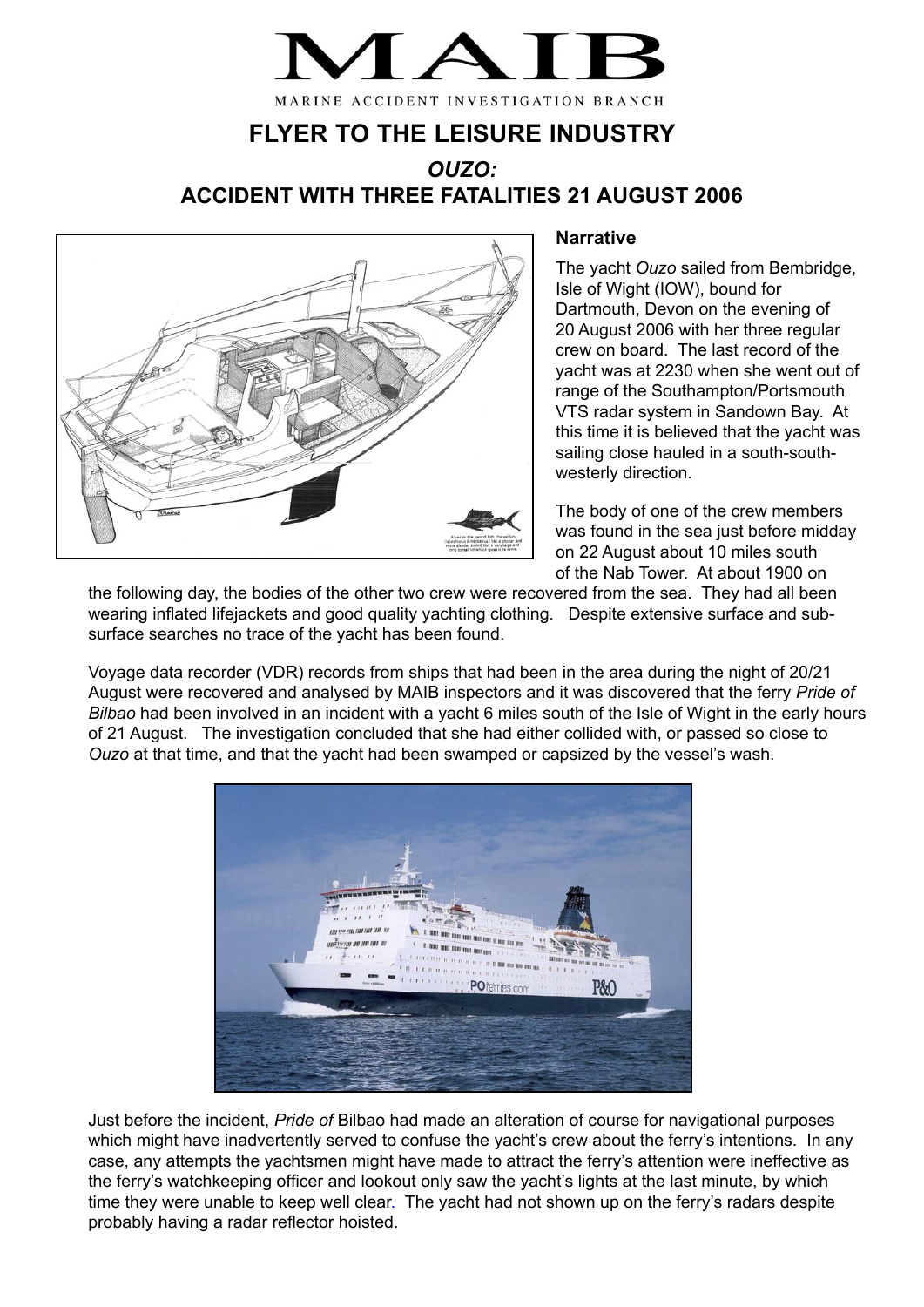# MAIB

MARINE ACCIDENT INVESTIGATION BRANCH

## FLYER TO THE LEISURE INDUSTRY

## *OUZO:* ACCIDENT WITH THREE FATALITIES 21 AUGUST 2006

### Narrative

The yacht *Ouzo* sailed from Bembridge, Isle of Wight (IOW), bound for Dartmouth, Devon on the evening of 20 August 2006 with her three regular crew on board. The last record of the yacht was at 2230 when she went out of range of the Southampton/Portsmouth VTS radar system in Sandown Bay. At this time it is believed that the yacht was sailing close hauled in a south-south-westerly direction.

The body of one of the crew members was found in the sea just before midday on 22 August about 10 miles south of the Nab Tower. At about 1900 on the following day, the bodies of the other two crew were recovered from the sea. They had all been wearing inflated lifejackets and good quality yachting clothing. Despite extensive surface and sub-surface searches no trace of the yacht has been found.

Voyage data recorder (VDR) records from ships that had been in the area during the night of 20/21 August were recovered and analysed by MAIB inspectors and it was discovered that the ferry *Pride of Bilbao* had been involved in an incident with a yacht 6 miles south of the Isle of Wight in the early hours of 21 August. The investigation concluded that she had either collided with, or passed so close to *Ouzo* at that time, and that the yacht had been swamped or capsized by the vessel's wash.

Just before the incident, *Pride of* Bilbao had made an alteration of course for navigational purposes which might have inadvertently served to confuse the yacht's crew about the ferry's intentions. In any case, any attempts the yachtsmen might have made to attract the ferry's attention were ineffective as the ferry's watchkeeping officer and lookout only saw the yacht's lights at the last minute, by which time they were unable to keep well clear. The yacht had not shown up on the ferry's radars despite probably having a radar reflector hoisted.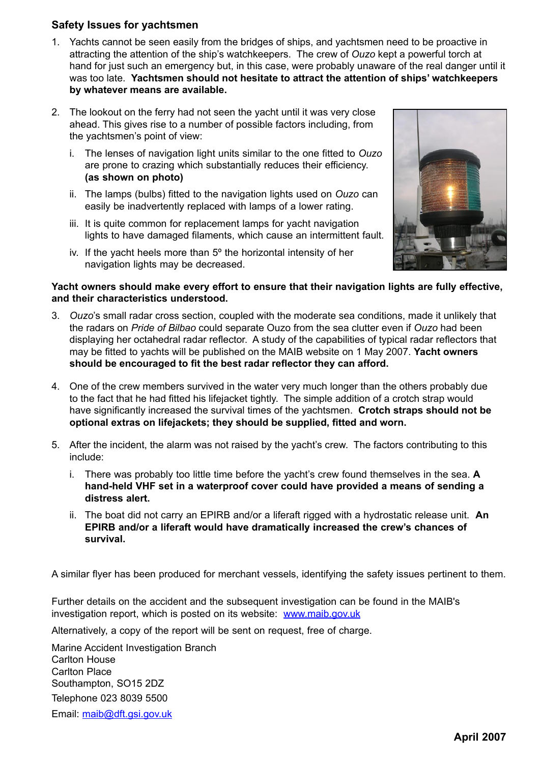## Safety Issues for yachtsmen

1. Yachts cannot be seen easily from the bridges of ships, and yachtsmen need to be proactive in attracting the attention of the ship's watchkeepers. The crew of *Ouzo* kept a powerful torch at hand for just such an emergency but, in this case, were probably unaware of the real danger until it was too late. **Yachtsmen should not hesitate to attract the attention of ships' watchkeepers by whatever means are available.**

2. The lookout on the ferry had not seen the yacht until it was very close ahead. This gives rise to a number of possible factors including, from the yachtsmen's point of view:

   i. The lenses of navigation light units similar to the one fitted to *Ouzo* are prone to crazing which substantially reduces their efficiency. **(as shown on photo)**

   ii. The lamps (bulbs) fitted to the navigation lights used on *Ouzo* can easily be inadvertently replaced with lamps of a lower rating.

   iii. It is quite common for replacement lamps for yacht navigation lights to have damaged filaments, which cause an intermittent fault.

   iv. If the yacht heels more than 5º the horizontal intensity of her navigation lights may be decreased.

**Yacht owners should make every effort to ensure that their navigation lights are fully effective, and their characteristics understood.**

3. *Ouzo*'s small radar cross section, coupled with the moderate sea conditions, made it unlikely that the radars on *Pride of Bilbao* could separate Ouzo from the sea clutter even if *Ouzo* had been displaying her octahedral radar reflector. A study of the capabilities of typical radar reflectors that may be fitted to yachts will be published on the MAIB website on 1 May 2007. **Yacht owners should be encouraged to fit the best radar reflector they can afford.**

4. One of the crew members survived in the water very much longer than the others probably due to the fact that he had fitted his lifejacket tightly. The simple addition of a crotch strap would have significantly increased the survival times of the yachtsmen. **Crotch straps should not be optional extras on lifejackets; they should be supplied, fitted and worn.**

5. After the incident, the alarm was not raised by the yacht's crew. The factors contributing to this include:

   i. There was probably too little time before the yacht's crew found themselves in the sea. **A hand-held VHF set in a waterproof cover could have provided a means of sending a distress alert.**

   ii. The boat did not carry an EPIRB and/or a liferaft rigged with a hydrostatic release unit. **An EPIRB and/or a liferaft would have dramatically increased the crew's chances of survival.**

A similar flyer has been produced for merchant vessels, identifying the safety issues pertinent to them.

Further details on the accident and the subsequent investigation can be found in the MAIB's investigation report, which is posted on its website: www.maib.gov.uk

Alternatively, a copy of the report will be sent on request, free of charge.

Marine Accident Investigation Branch
Carlton House
Carlton Place
Southampton, SO15 2DZ

Telephone 023 8039 5500

Email: maib@dft.gsi.gov.uk

**April 2007**